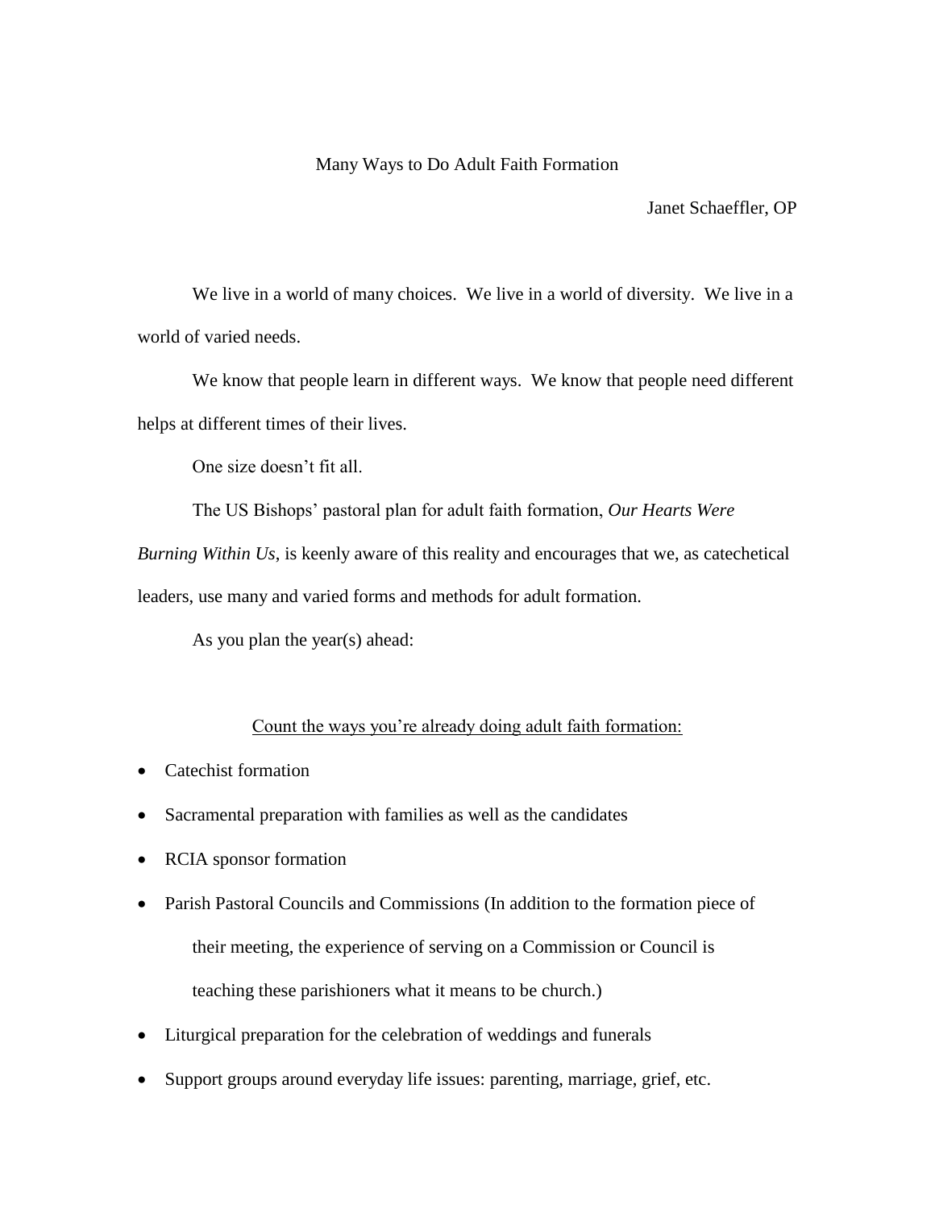# Many Ways to Do Adult Faith Formation

Janet Schaeffler, OP

We live in a world of many choices. We live in a world of diversity. We live in a world of varied needs.

We know that people learn in different ways. We know that people need different helps at different times of their lives.

One size doesn't fit all.

The US Bishops' pastoral plan for adult faith formation, *Our Hearts Were Burning Within Us*, is keenly aware of this reality and encourages that we, as catechetical leaders, use many and varied forms and methods for adult formation.

As you plan the year(s) ahead:

<u>Count the ways you're already doing adult faith formation:</u>

- Catechist formation
- Sacramental preparation with families as well as the candidates
- RCIA sponsor formation
- Parish Pastoral Councils and Commissions (In addition to the formation piece of their meeting, the experience of serving on a Commission or Council is teaching these parishioners what it means to be church.)
- Liturgical preparation for the celebration of weddings and funerals
- Support groups around everyday life issues: parenting, marriage, grief, etc.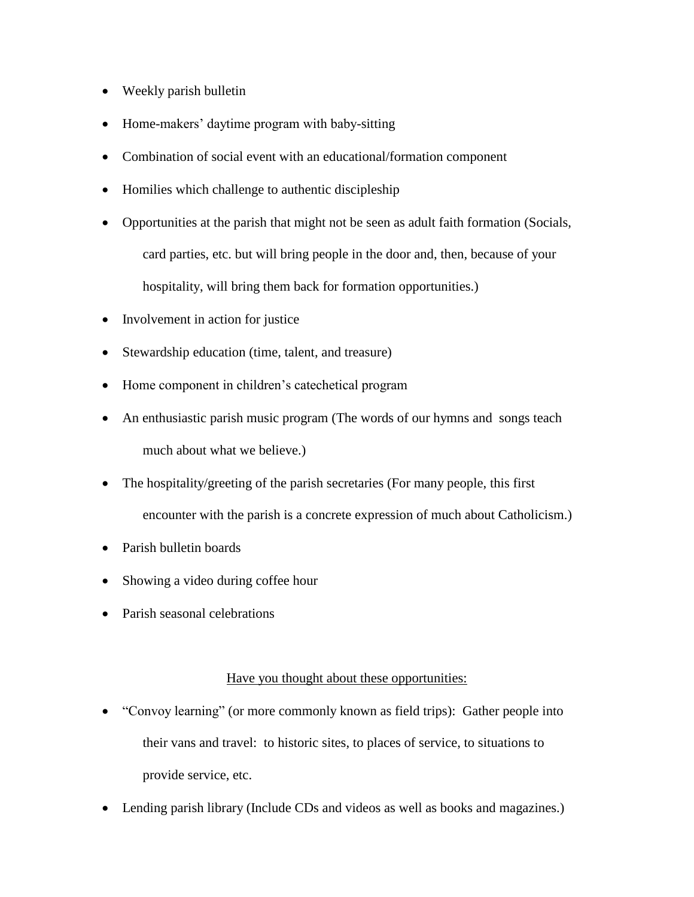- Weekly parish bulletin
- Home-makers' daytime program with baby-sitting
- Combination of social event with an educational/formation component
- Homilies which challenge to authentic discipleship
- Opportunities at the parish that might not be seen as adult faith formation (Socials, card parties, etc. but will bring people in the door and, then, because of your hospitality, will bring them back for formation opportunities.)
- Involvement in action for justice
- Stewardship education (time, talent, and treasure)
- Home component in children's catechetical program
- An enthusiastic parish music program (The words of our hymns and songs teach much about what we believe.)
- The hospitality/greeting of the parish secretaries (For many people, this first encounter with the parish is a concrete expression of much about Catholicism.)
- Parish bulletin boards
- Showing a video during coffee hour
- Parish seasonal celebrations

<u>Have you thought about these opportunities:</u>

- "Convoy learning" (or more commonly known as field trips): Gather people into their vans and travel: to historic sites, to places of service, to situations to provide service, etc.
- Lending parish library (Include CDs and videos as well as books and magazines.)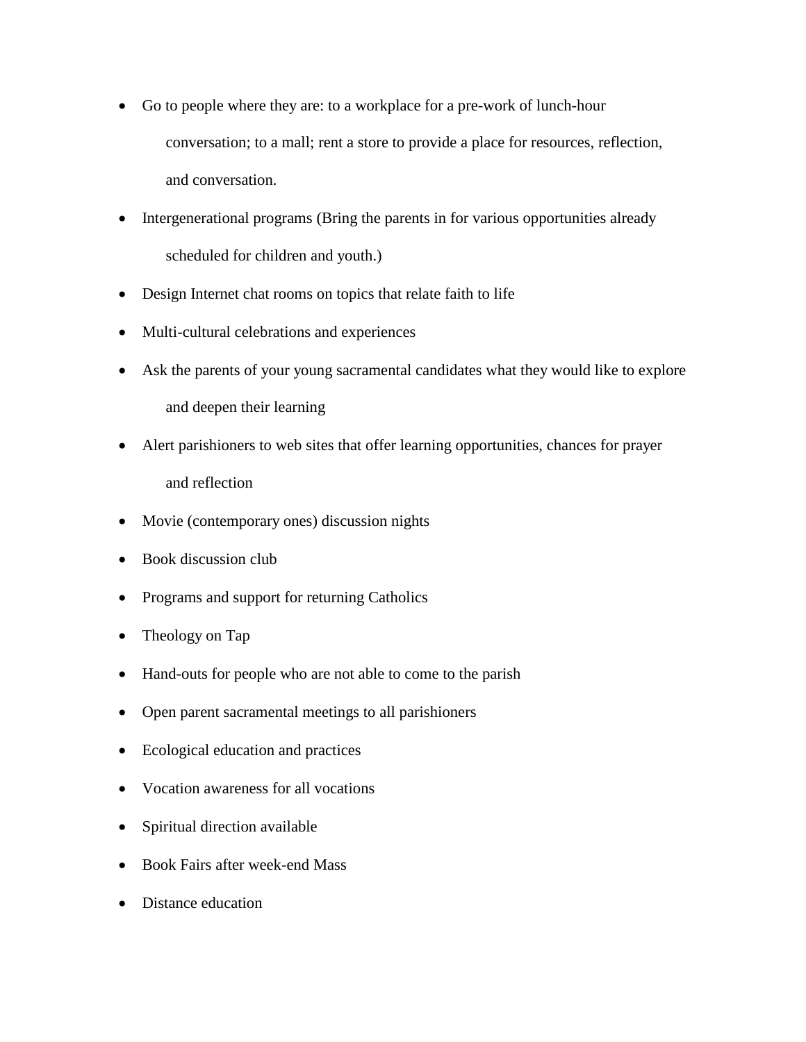- Go to people where they are: to a workplace for a pre-work of lunch-hour conversation; to a mall; rent a store to provide a place for resources, reflection, and conversation.
- Intergenerational programs (Bring the parents in for various opportunities already scheduled for children and youth.)
- Design Internet chat rooms on topics that relate faith to life
- Multi-cultural celebrations and experiences
- Ask the parents of your young sacramental candidates what they would like to explore and deepen their learning
- Alert parishioners to web sites that offer learning opportunities, chances for prayer and reflection
- Movie (contemporary ones) discussion nights
- Book discussion club
- Programs and support for returning Catholics
- Theology on Tap
- Hand-outs for people who are not able to come to the parish
- Open parent sacramental meetings to all parishioners
- Ecological education and practices
- Vocation awareness for all vocations
- Spiritual direction available
- Book Fairs after week-end Mass
- Distance education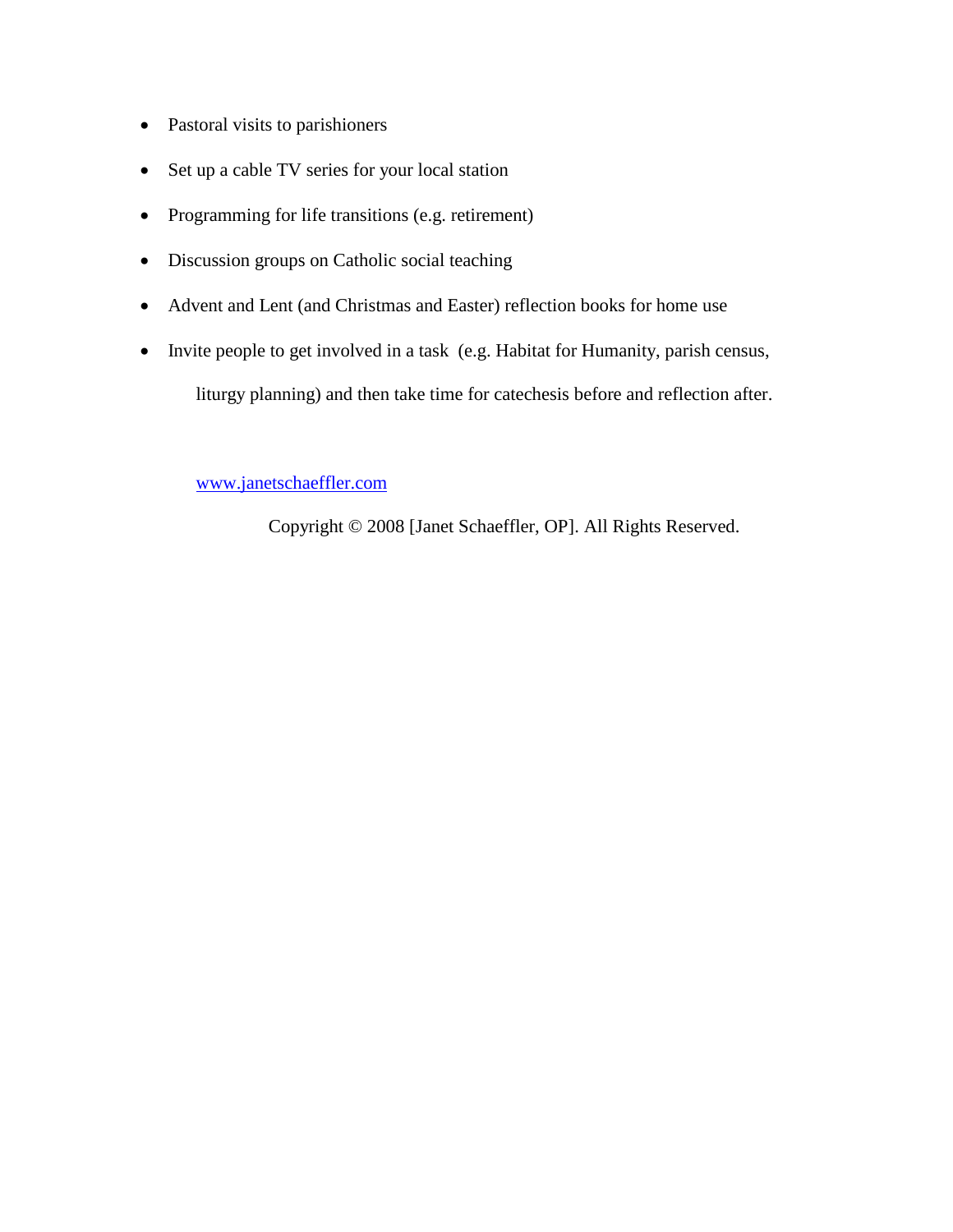- Pastoral visits to parishioners
- Set up a cable TV series for your local station
- Programming for life transitions (e.g. retirement)
- Discussion groups on Catholic social teaching
- Advent and Lent (and Christmas and Easter) reflection books for home use
- Invite people to get involved in a task (e.g. Habitat for Humanity, parish census, liturgy planning) and then take time for catechesis before and reflection after.

www.janetschaeffler.com

Copyright © 2008 [Janet Schaeffler, OP]. All Rights Reserved.